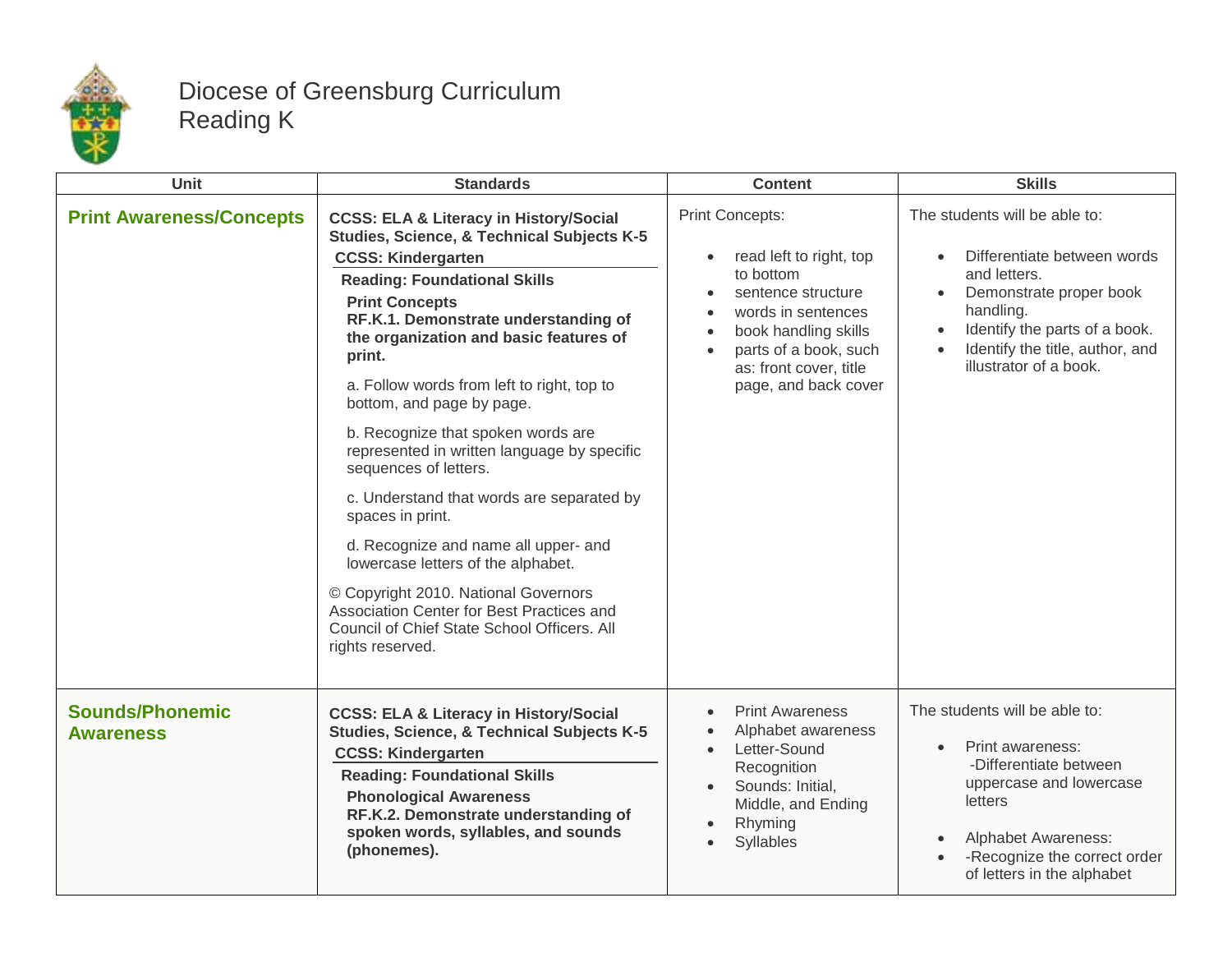# Diocese of Greensburg Curriculum
## Reading K

| Unit | Standards | Content | Skills |
|---|---|---|---|
| **Print Awareness/Concepts** | **CCSS: ELA & Literacy in History/Social Studies, Science, & Technical Subjects K-5**<br>**CCSS: Kindergarten**<br>**Reading: Foundational Skills**<br>**Print Concepts**<br>**RF.K.1. Demonstrate understanding of the organization and basic features of print.**<br>a. Follow words from left to right, top to bottom, and page by page.<br>b. Recognize that spoken words are represented in written language by specific sequences of letters.<br>c. Understand that words are separated by spaces in print.<br>d. Recognize and name all upper- and lowercase letters of the alphabet.<br>© Copyright 2010. National Governors Association Center for Best Practices and Council of Chief State School Officers. All rights reserved. | Print Concepts:<br>• read left to right, top to bottom<br>• sentence structure<br>• words in sentences<br>• book handling skills<br>• parts of a book, such as: front cover, title page, and back cover | The students will be able to:<br>• Differentiate between words and letters.<br>• Demonstrate proper book handling.<br>• Identify the parts of a book.<br>• Identify the title, author, and illustrator of a book. |
| **Sounds/Phonemic Awareness** | **CCSS: ELA & Literacy in History/Social Studies, Science, & Technical Subjects K-5**<br>**CCSS: Kindergarten**<br>**Reading: Foundational Skills**<br>**Phonological Awareness**<br>**RF.K.2. Demonstrate understanding of spoken words, syllables, and sounds (phonemes).** | • Print Awareness<br>• Alphabet awareness<br>• Letter-Sound Recognition<br>• Sounds: Initial, Middle, and Ending<br>• Rhyming<br>• Syllables | The students will be able to:<br>• Print awareness:<br>-Differentiate between uppercase and lowercase letters<br>• Alphabet Awareness:<br>• -Recognize the correct order of letters in the alphabet |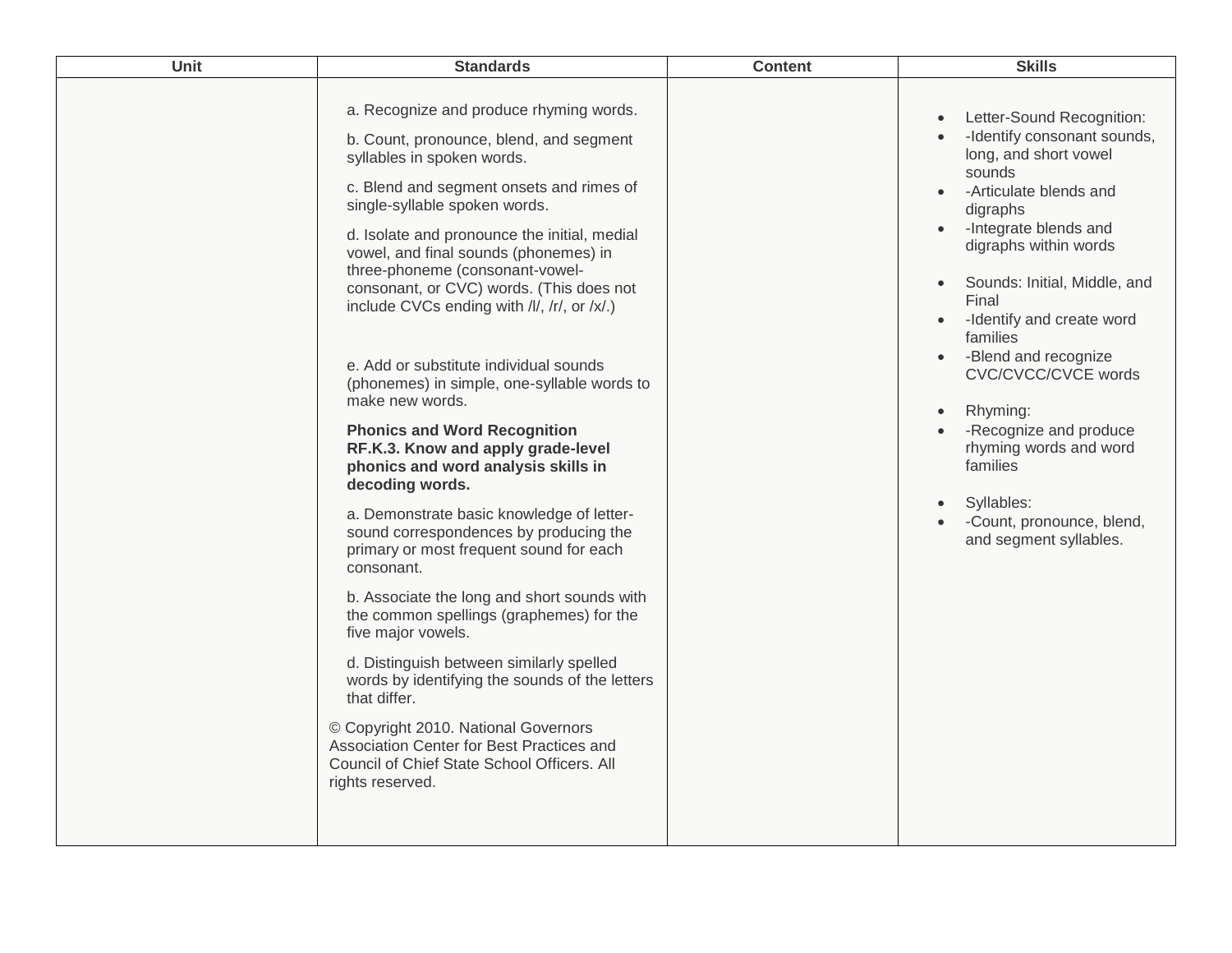| Unit | Standards | Content | Skills |
|---|---|---|---|
| | a. Recognize and produce rhyming words.<br><br>b. Count, pronounce, blend, and segment syllables in spoken words.<br><br>c. Blend and segment onsets and rimes of single-syllable spoken words.<br><br>d. Isolate and pronounce the initial, medial vowel, and final sounds (phonemes) in three-phoneme (consonant-vowel-consonant, or CVC) words. (This does not include CVCs ending with /l/, /r/, or /x/.)<br><br>e. Add or substitute individual sounds (phonemes) in simple, one-syllable words to make new words.<br><br>**Phonics and Word Recognition**<br>**RF.K.3. Know and apply grade-level phonics and word analysis skills in decoding words.**<br><br>a. Demonstrate basic knowledge of letter-sound correspondences by producing the primary or most frequent sound for each consonant.<br><br>b. Associate the long and short sounds with the common spellings (graphemes) for the five major vowels.<br><br>d. Distinguish between similarly spelled words by identifying the sounds of the letters that differ.<br><br>© Copyright 2010. National Governors Association Center for Best Practices and Council of Chief State School Officers. All rights reserved. | | • Letter-Sound Recognition:<br>• -Identify consonant sounds, long, and short vowel sounds<br>• -Articulate blends and digraphs<br>• -Integrate blends and digraphs within words<br><br>• Sounds: Initial, Middle, and Final<br>• -Identify and create word families<br>• -Blend and recognize CVC/CVCC/CVCE words<br><br>• Rhyming:<br>• -Recognize and produce rhyming words and word families<br><br>• Syllables:<br>• -Count, pronounce, blend, and segment syllables. |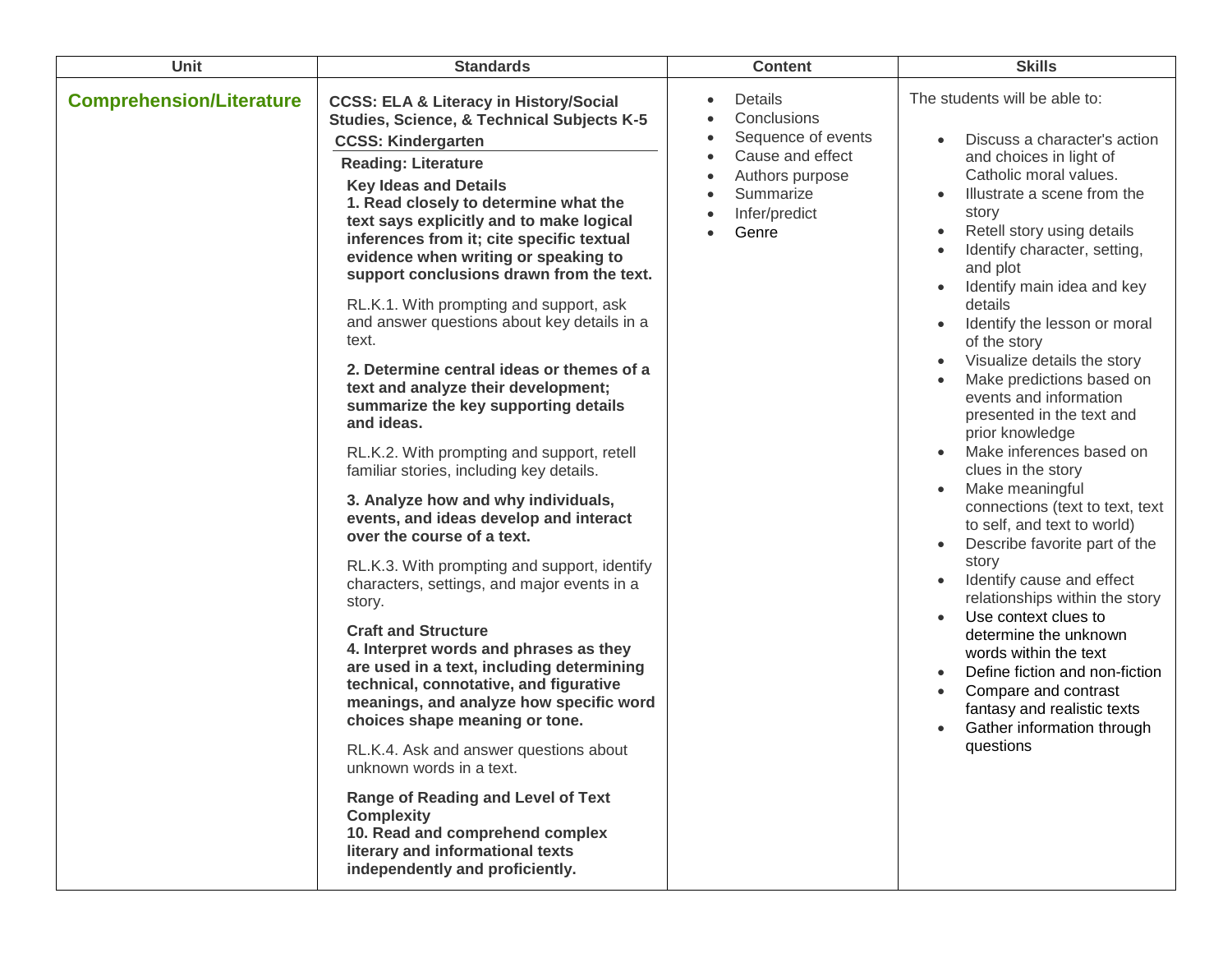| Unit | Standards | Content | Skills |
| --- | --- | --- | --- |
| **Comprehension/Literature** | **CCSS: ELA & Literacy in History/Social Studies, Science, & Technical Subjects K-5**<br>**CCSS: Kindergarten**<br>**Reading: Literature**<br>**Key Ideas and Details**<br>**1. Read closely to determine what the text says explicitly and to make logical inferences from it; cite specific textual evidence when writing or speaking to support conclusions drawn from the text.**<br><br>RL.K.1. With prompting and support, ask and answer questions about key details in a text.<br><br>**2. Determine central ideas or themes of a text and analyze their development; summarize the key supporting details and ideas.**<br><br>RL.K.2. With prompting and support, retell familiar stories, including key details.<br><br>**3. Analyze how and why individuals, events, and ideas develop and interact over the course of a text.**<br><br>RL.K.3. With prompting and support, identify characters, settings, and major events in a story.<br><br>**Craft and Structure**<br>**4. Interpret words and phrases as they are used in a text, including determining technical, connotative, and figurative meanings, and analyze how specific word choices shape meaning or tone.**<br><br>RL.K.4. Ask and answer questions about unknown words in a text.<br><br>**Range of Reading and Level of Text Complexity**<br>**10. Read and comprehend complex literary and informational texts independently and proficiently.** | • Details<br>• Conclusions<br>• Sequence of events<br>• Cause and effect<br>• Authors purpose<br>• Summarize<br>• Infer/predict<br>• Genre | The students will be able to:<br><br>• Discuss a character's action and choices in light of Catholic moral values.<br>• Illustrate a scene from the story<br>• Retell story using details<br>• Identify character, setting, and plot<br>• Identify main idea and key details<br>• Identify the lesson or moral of the story<br>• Visualize details the story<br>• Make predictions based on events and information presented in the text and prior knowledge<br>• Make inferences based on clues in the story<br>• Make meaningful connections (text to text, text to self, and text to world)<br>• Describe favorite part of the story<br>• Identify cause and effect relationships within the story<br>• Use context clues to determine the unknown words within the text<br>• Define fiction and non-fiction<br>• Compare and contrast fantasy and realistic texts<br>• Gather information through questions |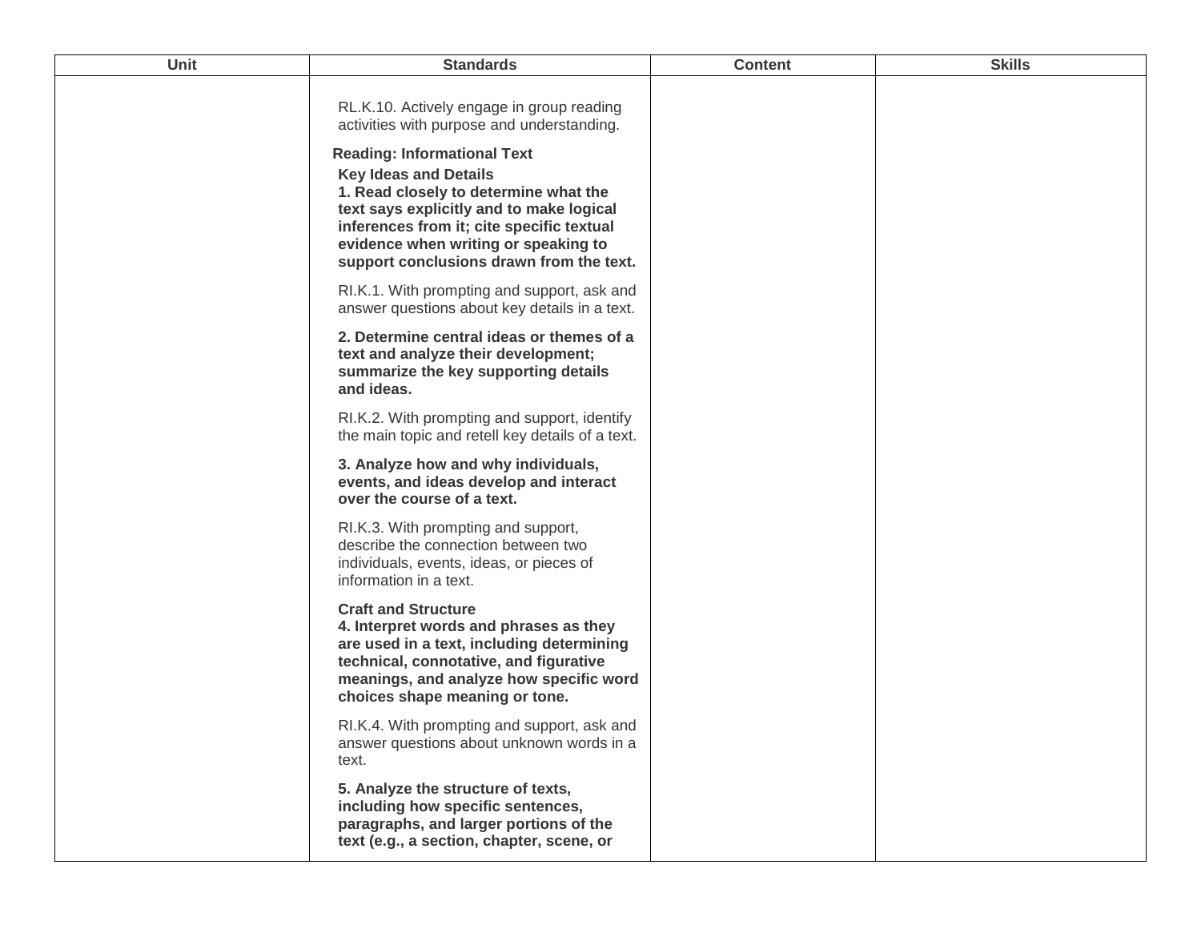| Unit | Standards | Content | Skills |
|---|---|---|---|
| | RL.K.10. Actively engage in group reading activities with purpose and understanding.<br><br>**Reading: Informational Text**<br>**Key Ideas and Details**<br>**1. Read closely to determine what the text says explicitly and to make logical inferences from it; cite specific textual evidence when writing or speaking to support conclusions drawn from the text.**<br><br>RI.K.1. With prompting and support, ask and answer questions about key details in a text.<br><br>**2. Determine central ideas or themes of a text and analyze their development; summarize the key supporting details and ideas.**<br><br>RI.K.2. With prompting and support, identify the main topic and retell key details of a text.<br><br>**3. Analyze how and why individuals, events, and ideas develop and interact over the course of a text.**<br><br>RI.K.3. With prompting and support, describe the connection between two individuals, events, ideas, or pieces of information in a text.<br><br>**Craft and Structure**<br>**4. Interpret words and phrases as they are used in a text, including determining technical, connotative, and figurative meanings, and analyze how specific word choices shape meaning or tone.**<br><br>RI.K.4. With prompting and support, ask and answer questions about unknown words in a text.<br><br>**5. Analyze the structure of texts, including how specific sentences, paragraphs, and larger portions of the text (e.g., a section, chapter, scene, or** | | |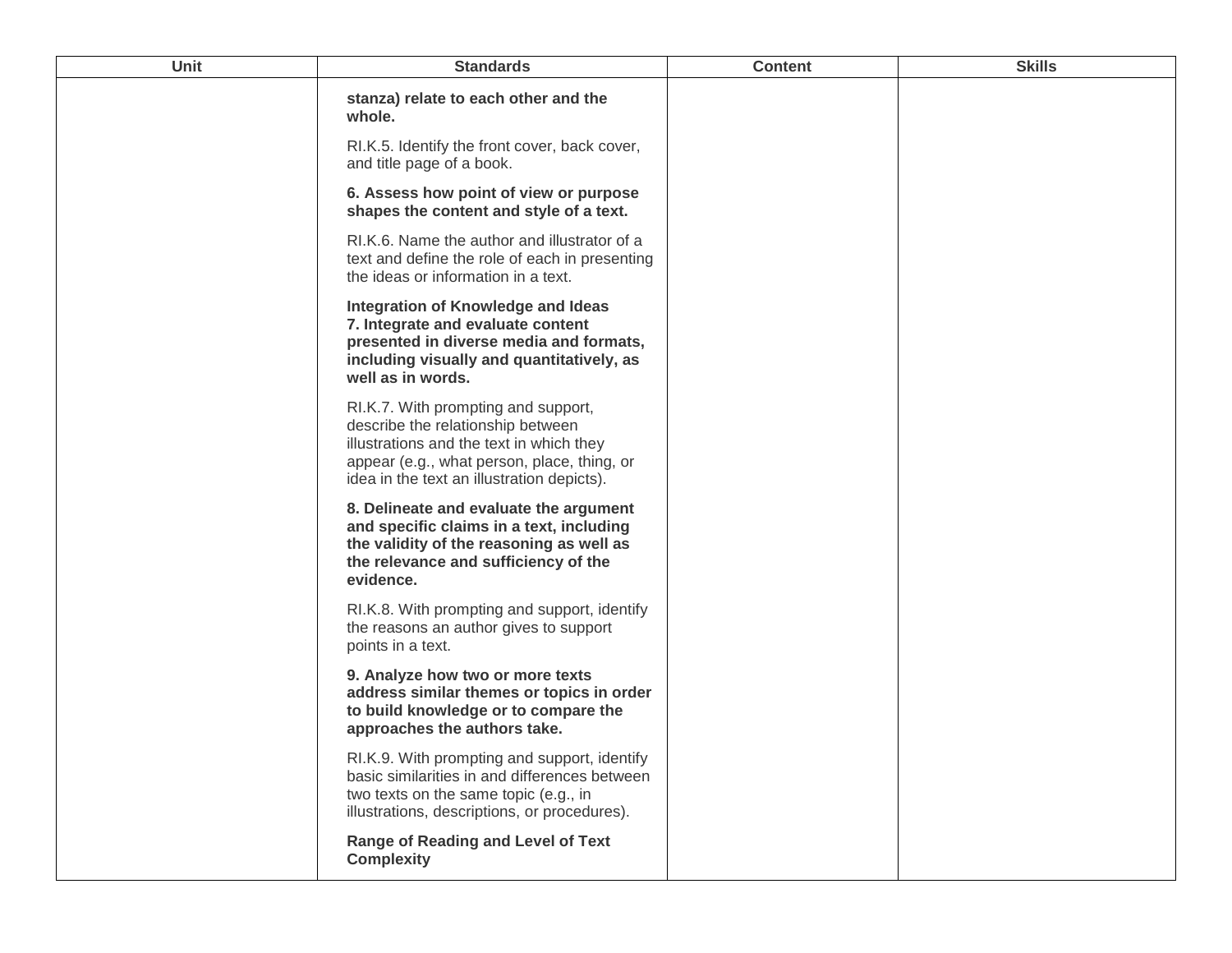| Unit | Standards | Content | Skills |
| --- | --- | --- | --- |
| | **stanza) relate to each other and the whole.**<br><br>RI.K.5. Identify the front cover, back cover, and title page of a book.<br><br>**6. Assess how point of view or purpose shapes the content and style of a text.**<br><br>RI.K.6. Name the author and illustrator of a text and define the role of each in presenting the ideas or information in a text.<br><br>**Integration of Knowledge and Ideas**<br>**7. Integrate and evaluate content presented in diverse media and formats, including visually and quantitatively, as well as in words.**<br><br>RI.K.7. With prompting and support, describe the relationship between illustrations and the text in which they appear (e.g., what person, place, thing, or idea in the text an illustration depicts).<br><br>**8. Delineate and evaluate the argument and specific claims in a text, including the validity of the reasoning as well as the relevance and sufficiency of the evidence.**<br><br>RI.K.8. With prompting and support, identify the reasons an author gives to support points in a text.<br><br>**9. Analyze how two or more texts address similar themes or topics in order to build knowledge or to compare the approaches the authors take.**<br><br>RI.K.9. With prompting and support, identify basic similarities in and differences between two texts on the same topic (e.g., in illustrations, descriptions, or procedures).<br><br>**Range of Reading and Level of Text Complexity** | | |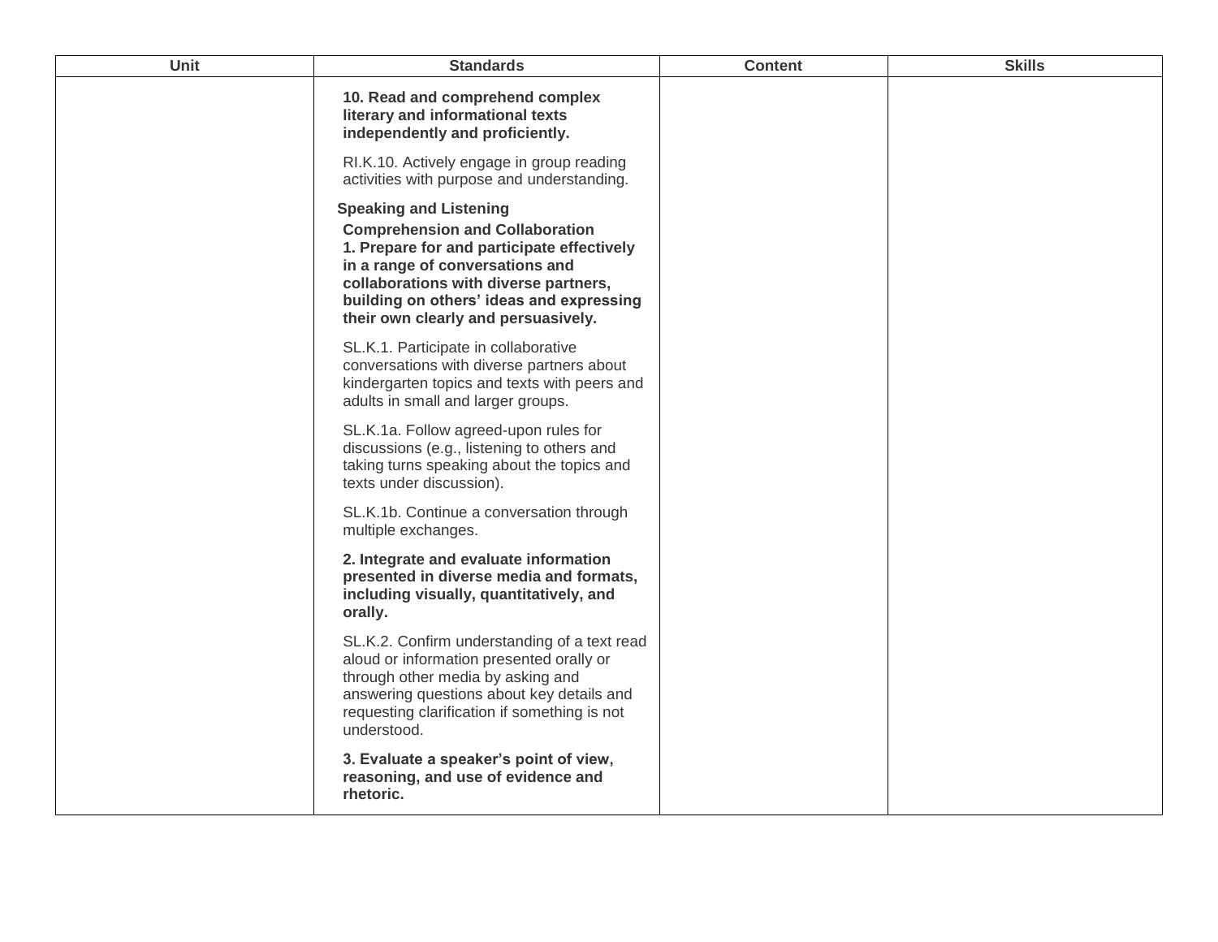| Unit | Standards | Content | Skills |
| --- | --- | --- | --- |
| | **10. Read and comprehend complex literary and informational texts independently and proficiently.**<br><br>RI.K.10. Actively engage in group reading activities with purpose and understanding.<br><br>**Speaking and Listening**<br>**Comprehension and Collaboration**<br>**1. Prepare for and participate effectively in a range of conversations and collaborations with diverse partners, building on others' ideas and expressing their own clearly and persuasively.**<br><br>SL.K.1. Participate in collaborative conversations with diverse partners about kindergarten topics and texts with peers and adults in small and larger groups.<br><br>SL.K.1a. Follow agreed-upon rules for discussions (e.g., listening to others and taking turns speaking about the topics and texts under discussion).<br><br>SL.K.1b. Continue a conversation through multiple exchanges.<br><br>**2. Integrate and evaluate information presented in diverse media and formats, including visually, quantitatively, and orally.**<br><br>SL.K.2. Confirm understanding of a text read aloud or information presented orally or through other media by asking and answering questions about key details and requesting clarification if something is not understood.<br><br>**3. Evaluate a speaker's point of view, reasoning, and use of evidence and rhetoric.** | | |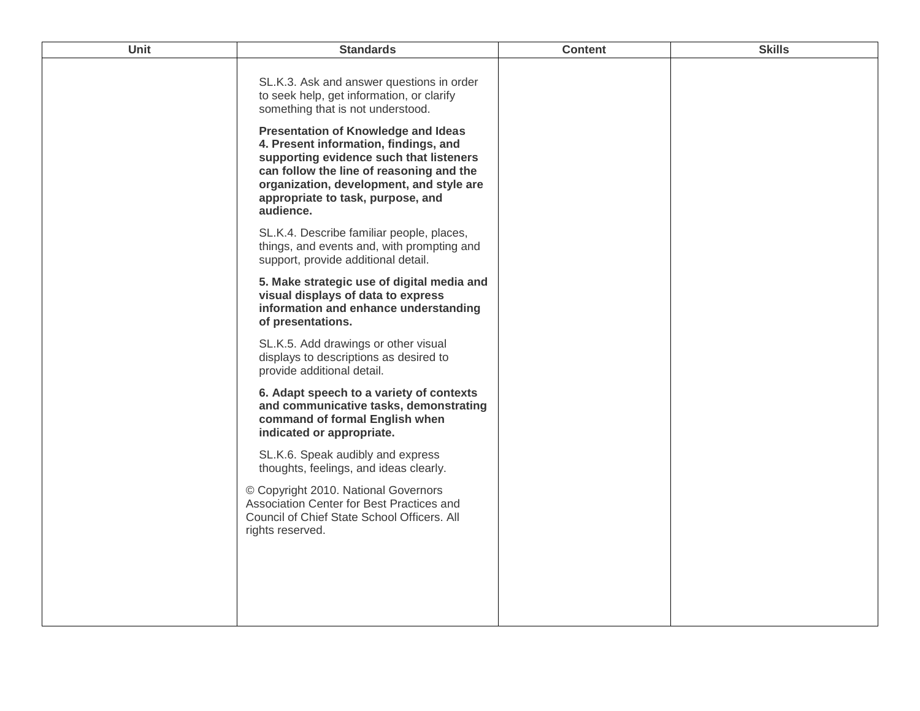| Unit | Standards | Content | Skills |
| --- | --- | --- | --- |
| | SL.K.3. Ask and answer questions in order to seek help, get information, or clarify something that is not understood.<br><br>**Presentation of Knowledge and Ideas**<br>**4. Present information, findings, and supporting evidence such that listeners can follow the line of reasoning and the organization, development, and style are appropriate to task, purpose, and audience.**<br><br>SL.K.4. Describe familiar people, places, things, and events and, with prompting and support, provide additional detail.<br><br>**5. Make strategic use of digital media and visual displays of data to express information and enhance understanding of presentations.**<br><br>SL.K.5. Add drawings or other visual displays to descriptions as desired to provide additional detail.<br><br>**6. Adapt speech to a variety of contexts and communicative tasks, demonstrating command of formal English when indicated or appropriate.**<br><br>SL.K.6. Speak audibly and express thoughts, feelings, and ideas clearly.<br><br>© Copyright 2010. National Governors Association Center for Best Practices and Council of Chief State School Officers. All rights reserved. | | |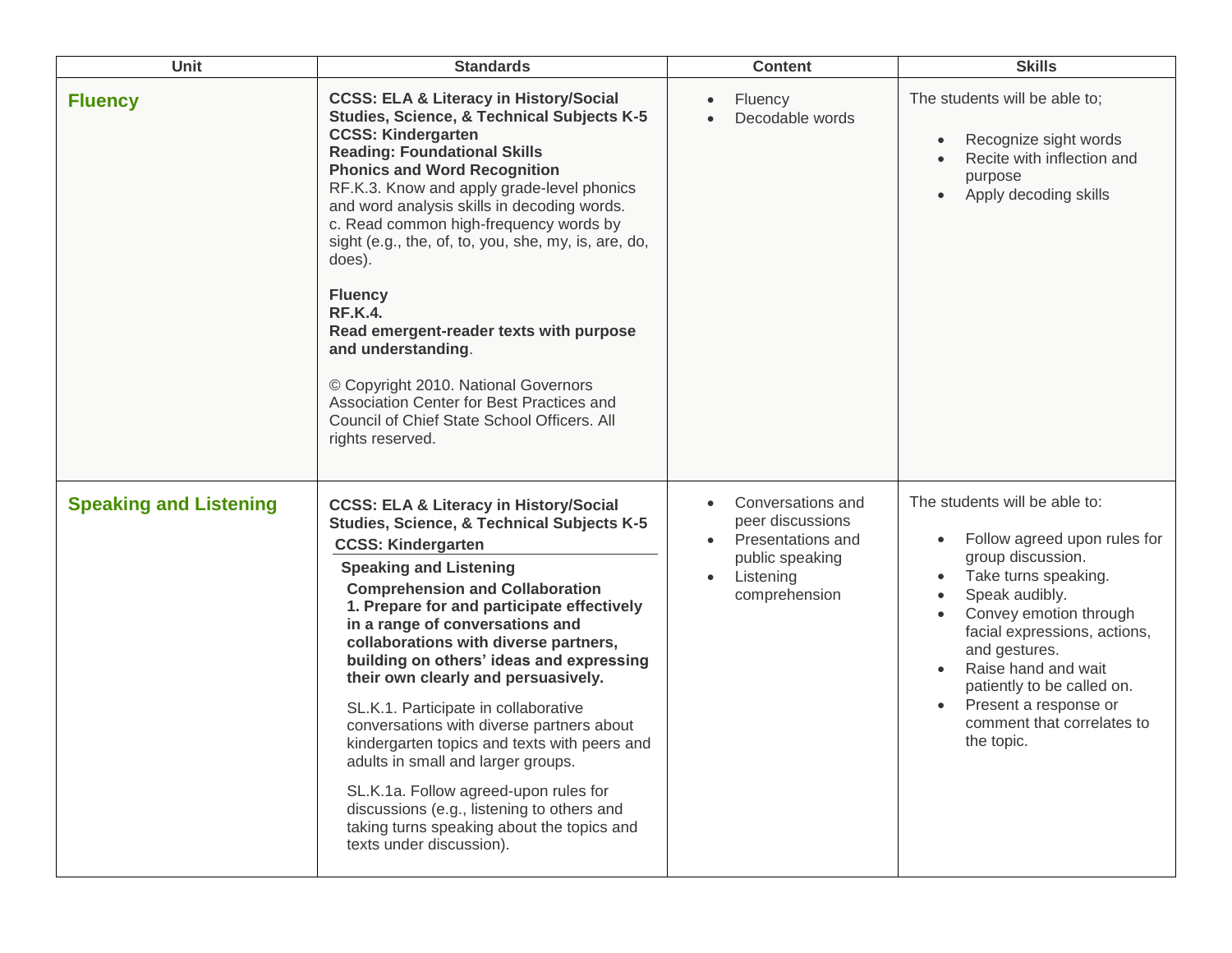| Unit | Standards | Content | Skills |
| --- | --- | --- | --- |
| **Fluency** | **CCSS: ELA & Literacy in History/Social Studies, Science, & Technical Subjects K-5**<br>**CCSS: Kindergarten**<br>**Reading: Foundational Skills**<br>**Phonics and Word Recognition**<br>RF.K.3. Know and apply grade-level phonics and word analysis skills in decoding words.<br>c. Read common high-frequency words by sight (e.g., the, of, to, you, she, my, is, are, do, does).<br><br>**Fluency**<br>**RF.K.4.**<br>**Read emergent-reader texts with purpose and understanding**.<br><br>© Copyright 2010. National Governors Association Center for Best Practices and Council of Chief State School Officers. All rights reserved. | • Fluency<br>• Decodable words | The students will be able to;<br><br>• Recognize sight words<br>• Recite with inflection and purpose<br>• Apply decoding skills |
| **Speaking and Listening** | **CCSS: ELA & Literacy in History/Social Studies, Science, & Technical Subjects K-5**<br>**CCSS: Kindergarten**<br>**Speaking and Listening**<br>**Comprehension and Collaboration**<br>**1. Prepare for and participate effectively in a range of conversations and collaborations with diverse partners, building on others' ideas and expressing their own clearly and persuasively.**<br><br>SL.K.1. Participate in collaborative conversations with diverse partners about kindergarten topics and texts with peers and adults in small and larger groups.<br><br>SL.K.1a. Follow agreed-upon rules for discussions (e.g., listening to others and taking turns speaking about the topics and texts under discussion). | • Conversations and peer discussions<br>• Presentations and public speaking<br>• Listening comprehension | The students will be able to:<br><br>• Follow agreed upon rules for group discussion.<br>• Take turns speaking.<br>• Speak audibly.<br>• Convey emotion through facial expressions, actions, and gestures.<br>• Raise hand and wait patiently to be called on.<br>• Present a response or comment that correlates to the topic. |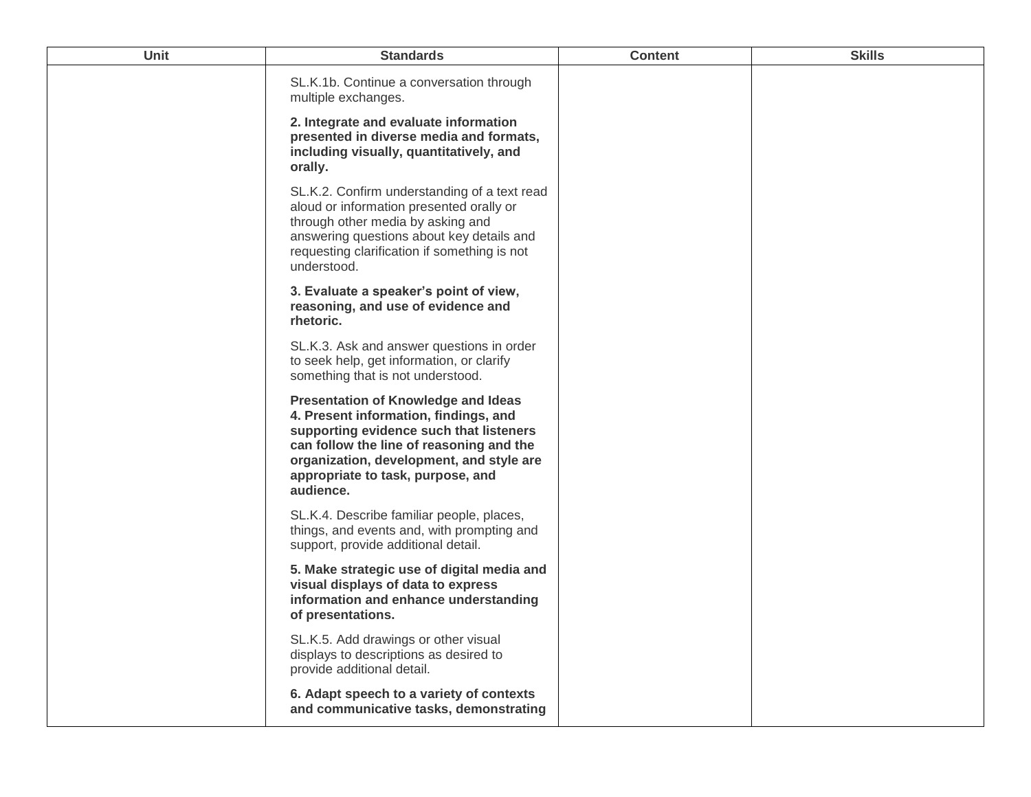| Unit | Standards | Content | Skills |
| --- | --- | --- | --- |
| | SL.K.1b. Continue a conversation through multiple exchanges.<br><br>**2. Integrate and evaluate information presented in diverse media and formats, including visually, quantitatively, and orally.**<br><br>SL.K.2. Confirm understanding of a text read aloud or information presented orally or through other media by asking and answering questions about key details and requesting clarification if something is not understood.<br><br>**3. Evaluate a speaker's point of view, reasoning, and use of evidence and rhetoric.**<br><br>SL.K.3. Ask and answer questions in order to seek help, get information, or clarify something that is not understood.<br><br>**Presentation of Knowledge and Ideas**<br>**4. Present information, findings, and supporting evidence such that listeners can follow the line of reasoning and the organization, development, and style are appropriate to task, purpose, and audience.**<br><br>SL.K.4. Describe familiar people, places, things, and events and, with prompting and support, provide additional detail.<br><br>**5. Make strategic use of digital media and visual displays of data to express information and enhance understanding of presentations.**<br><br>SL.K.5. Add drawings or other visual displays to descriptions as desired to provide additional detail.<br><br>**6. Adapt speech to a variety of contexts and communicative tasks, demonstrating** | | |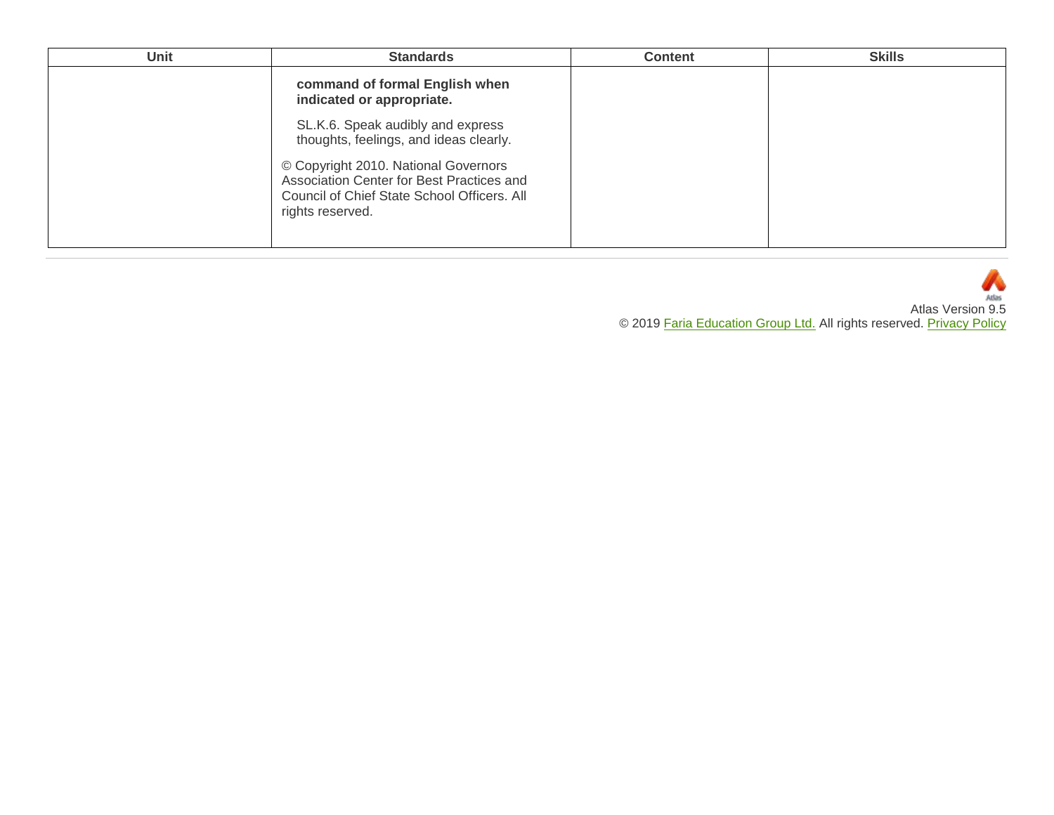| Unit | Standards | Content | Skills |
| --- | --- | --- | --- |
| | **command of formal English when indicated or appropriate.** <br><br> SL.K.6. Speak audibly and express thoughts, feelings, and ideas clearly. <br><br> © Copyright 2010. National Governors Association Center for Best Practices and Council of Chief State School Officers. All rights reserved. | | |

Atlas Version 9.5
© 2019 Faria Education Group Ltd. All rights reserved. Privacy Policy